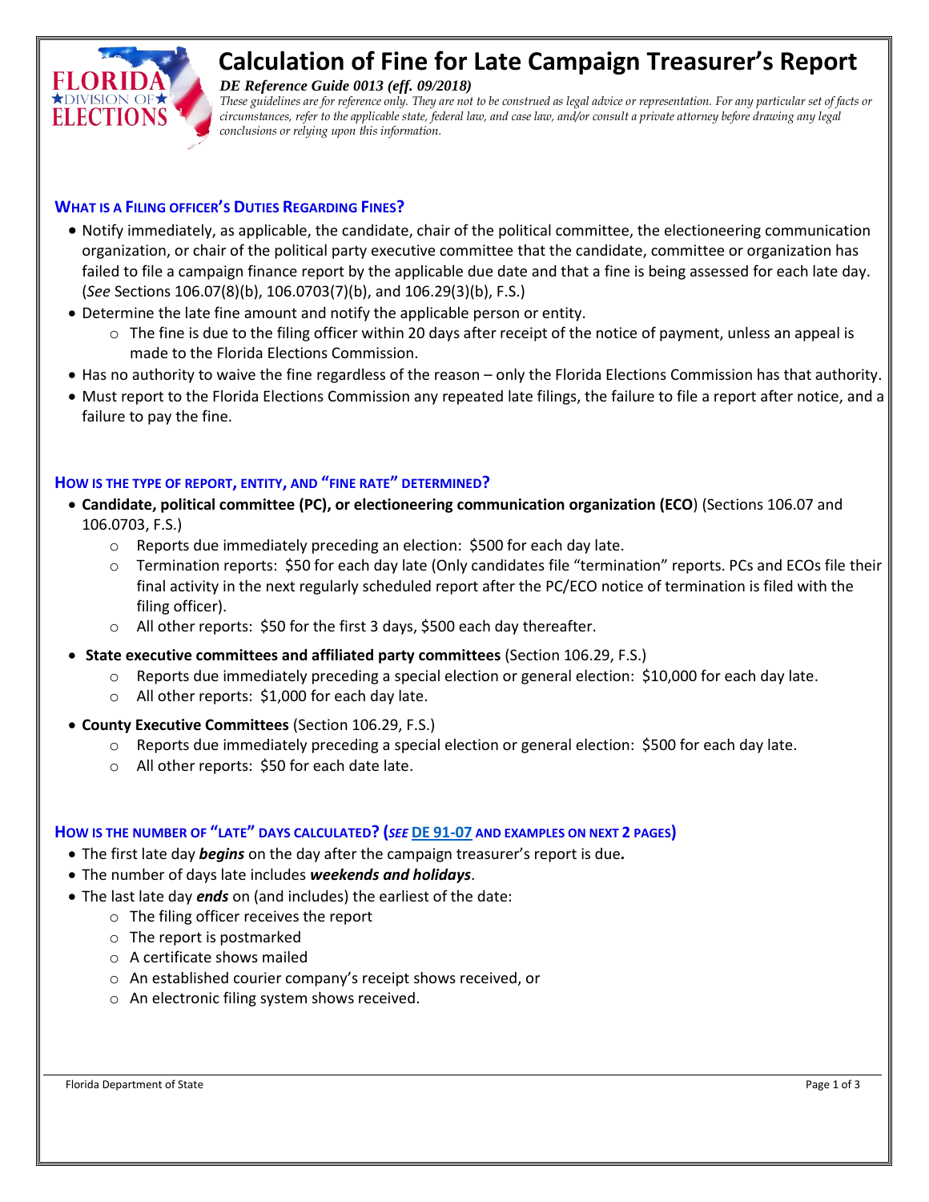# Calculation of Fine for Late Campaign Treasurer's Report

***DE Reference Guide 0013 (eff. 09/2018)***

*These guidelines are for reference only. They are not to be construed as legal advice or representation. For any particular set of facts or circumstances, refer to the applicable state, federal law, and case law, and/or consult a private attorney before drawing any legal conclusions or relying upon this information.*

## What is a Filing officer's Duties Regarding Fines?

- Notify immediately, as applicable, the candidate, chair of the political committee, the electioneering communication organization, or chair of the political party executive committee that the candidate, committee or organization has failed to file a campaign finance report by the applicable due date and that a fine is being assessed for each late day. (*See* Sections 106.07(8)(b), 106.0703(7)(b), and 106.29(3)(b), F.S.)
- Determine the late fine amount and notify the applicable person or entity.
  - The fine is due to the filing officer within 20 days after receipt of the notice of payment, unless an appeal is made to the Florida Elections Commission.
- Has no authority to waive the fine regardless of the reason – only the Florida Elections Commission has that authority.
- Must report to the Florida Elections Commission any repeated late filings, the failure to file a report after notice, and a failure to pay the fine.

## How is the type of report, entity, and "fine rate" determined?

- **Candidate, political committee (PC), or electioneering communication organization (ECO**) (Sections 106.07 and 106.0703, F.S.)
  - Reports due immediately preceding an election: $500 for each day late.
  - Termination reports: $50 for each day late (Only candidates file "termination" reports. PCs and ECOs file their final activity in the next regularly scheduled report after the PC/ECO notice of termination is filed with the filing officer).
  - All other reports: $50 for the first 3 days, $500 each day thereafter.
- **State executive committees and affiliated party committees** (Section 106.29, F.S.)
  - Reports due immediately preceding a special election or general election: $10,000 for each day late.
  - All other reports: $1,000 for each day late.
- **County Executive Committees** (Section 106.29, F.S.)
  - Reports due immediately preceding a special election or general election: $500 for each day late.
  - All other reports: $50 for each date late.

## How is the number of "late" days calculated? (*See* DE 91-07 and examples on next 2 pages)

- The first late day ***begins*** on the day after the campaign treasurer's report is due***.***
- The number of days late includes ***weekends and holidays***.
- The last late day ***ends*** on (and includes) the earliest of the date:
  - The filing officer receives the report
  - The report is postmarked
  - A certificate shows mailed
  - An established courier company's receipt shows received, or
  - An electronic filing system shows received.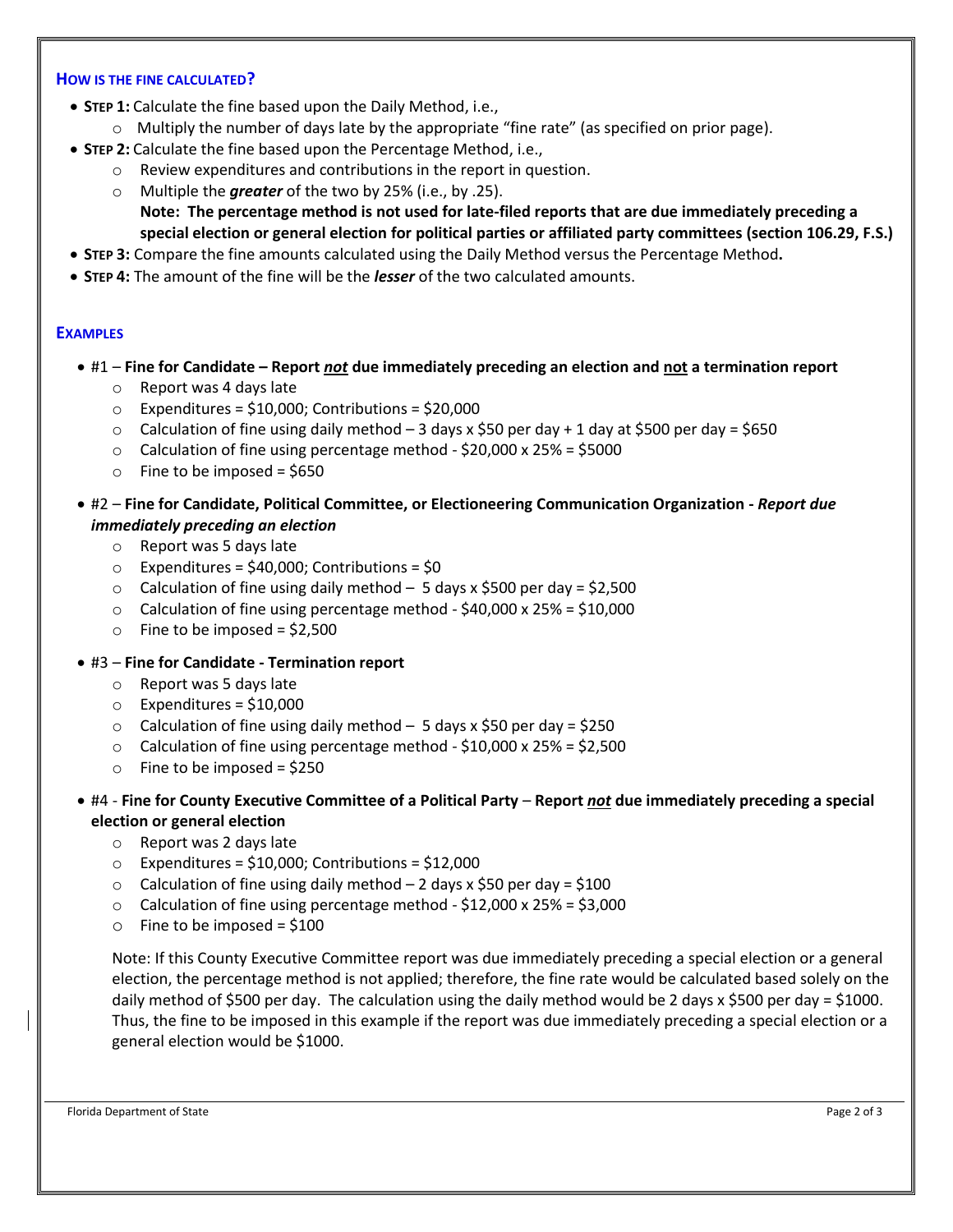## HOW IS THE FINE CALCULATED?

- **STEP 1:** Calculate the fine based upon the Daily Method, i.e.,
  - Multiply the number of days late by the appropriate "fine rate" (as specified on prior page).
- **STEP 2:** Calculate the fine based upon the Percentage Method, i.e.,
  - Review expenditures and contributions in the report in question.
  - Multiple the ***greater*** of the two by 25% (i.e., by .25).
    **Note: The percentage method is not used for late-filed reports that are due immediately preceding a special election or general election for political parties or affiliated party committees (section 106.29, F.S.)**
- **STEP 3:** Compare the fine amounts calculated using the Daily Method versus the Percentage Method**.**
- **STEP 4:** The amount of the fine will be the ***lesser*** of the two calculated amounts.

## EXAMPLES

- #1 – **Fine for Candidate – Report *not* due immediately preceding an election and not a termination report**
  - Report was 4 days late
  - Expenditures = $10,000; Contributions = $20,000
  - Calculation of fine using daily method – 3 days x $50 per day + 1 day at $500 per day = $650
  - Calculation of fine using percentage method - $20,000 x 25% = $5000
  - Fine to be imposed = $650
- #2 – **Fine for Candidate, Political Committee, or Electioneering Communication Organization - *Report due immediately preceding an election***
  - Report was 5 days late
  - Expenditures = $40,000; Contributions = $0
  - Calculation of fine using daily method – 5 days x $500 per day = $2,500
  - Calculation of fine using percentage method - $40,000 x 25% = $10,000
  - Fine to be imposed = $2,500
- #3 – **Fine for Candidate - Termination report**
  - Report was 5 days late
  - Expenditures = $10,000
  - Calculation of fine using daily method – 5 days x $50 per day = $250
  - Calculation of fine using percentage method - $10,000 x 25% = $2,500
  - Fine to be imposed = $250
- #4 - **Fine for County Executive Committee of a Political Party – Report *not* due immediately preceding a special election or general election**
  - Report was 2 days late
  - Expenditures = $10,000; Contributions = $12,000
  - Calculation of fine using daily method – 2 days x $50 per day = $100
  - Calculation of fine using percentage method - $12,000 x 25% = $3,000
  - Fine to be imposed = $100

  Note: If this County Executive Committee report was due immediately preceding a special election or a general election, the percentage method is not applied; therefore, the fine rate would be calculated based solely on the daily method of $500 per day. The calculation using the daily method would be 2 days x $500 per day = $1000. Thus, the fine to be imposed in this example if the report was due immediately preceding a special election or a general election would be $1000.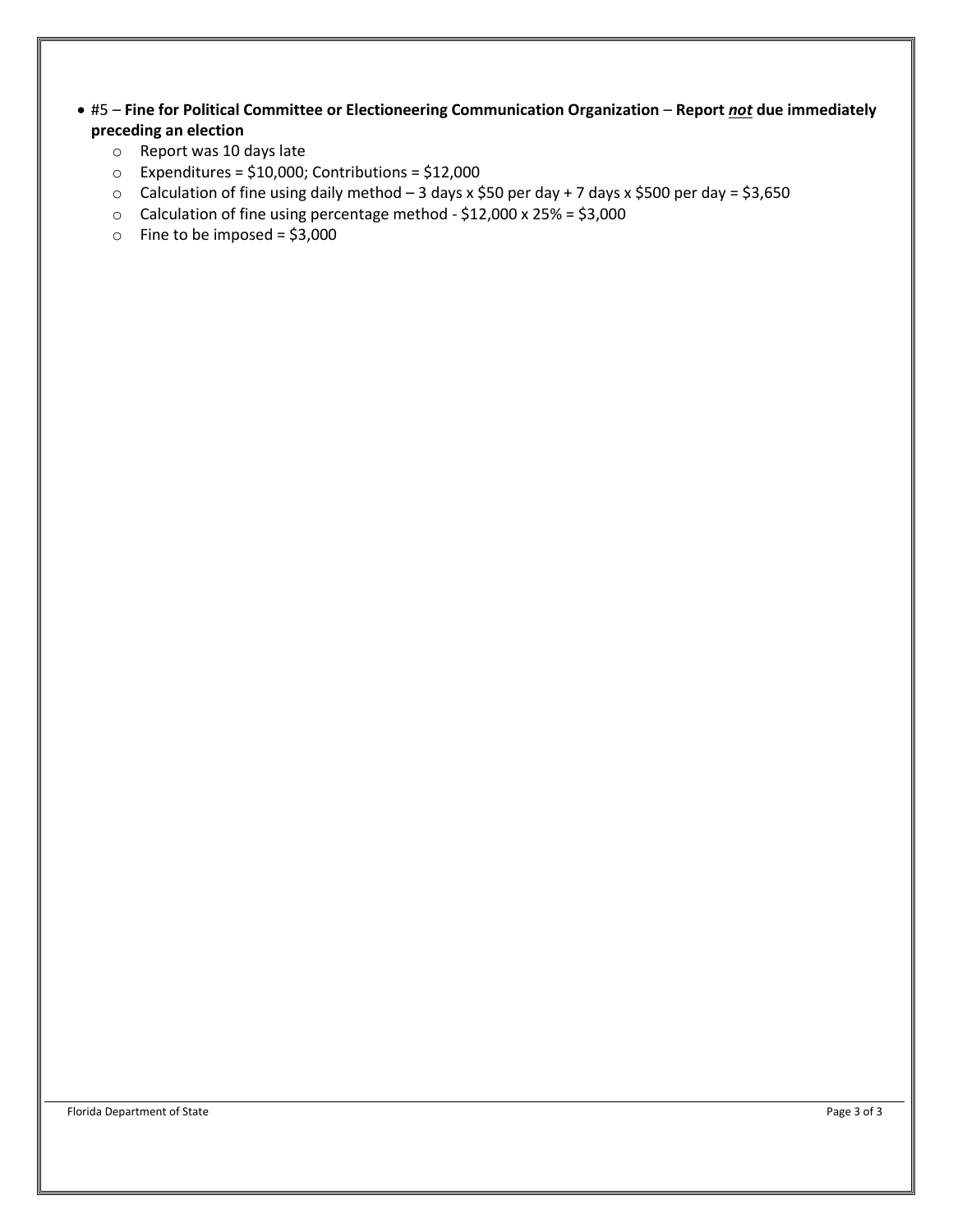- #5 – **Fine for Political Committee or Electioneering Communication Organization** – **Report *<u>not</u>* due immediately preceding an election**
  - Report was 10 days late
  - Expenditures = $10,000; Contributions = $12,000
  - Calculation of fine using daily method – 3 days x $50 per day + 7 days x $500 per day = $3,650
  - Calculation of fine using percentage method - $12,000 x 25% = $3,000
  - Fine to be imposed = $3,000